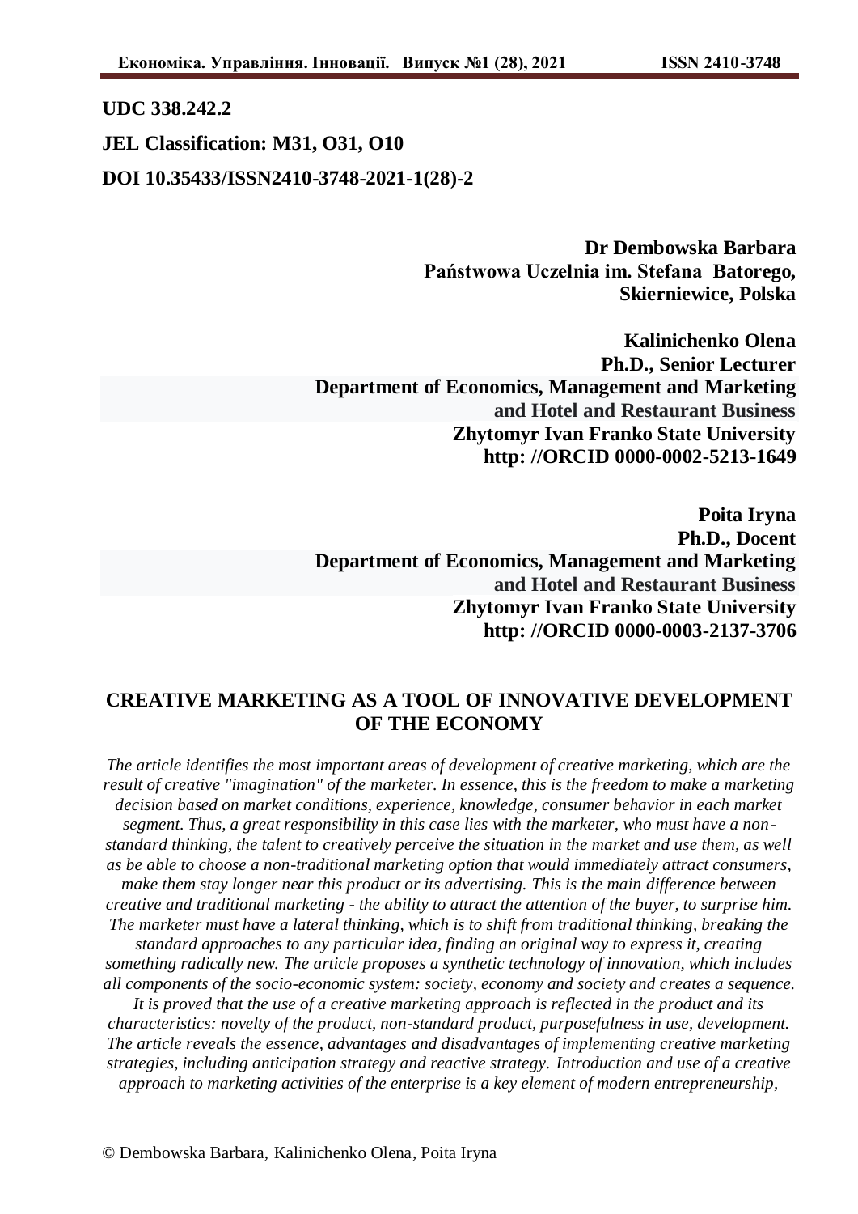**UDC 338.242.2**

**JEL Classification: M31, O31, O10**

**DOI 10.35433/ISSN2410-3748-2021-1(28)-2**

**Dr Dembowska Barbara**
**Państwowa Uczelnia im. Stefana Batorego,**
**Skierniewice, Polska**

**Kalinichenko Olena**
**Ph.D., Senior Lecturer**
**Department of Economics, Management and Marketing and Hotel and Restaurant Business**
**Zhytomyr Ivan Franko State University**
**http: //ORCID 0000-0002-5213-1649**

**Poita Iryna**
**Ph.D., Docent**
**Department of Economics, Management and Marketing and Hotel and Restaurant Business**
**Zhytomyr Ivan Franko State University**
**http: //ORCID 0000-0003-2137-3706**

## CREATIVE MARKETING AS A TOOL OF INNOVATIVE DEVELOPMENT OF THE ECONOMY

*The article identifies the most important areas of development of creative marketing, which are the result of creative "imagination" of the marketer. In essence, this is the freedom to make a marketing decision based on market conditions, experience, knowledge, consumer behavior in each market segment. Thus, a great responsibility in this case lies with the marketer, who must have a non-standard thinking, the talent to creatively perceive the situation in the market and use them, as well as be able to choose a non-traditional marketing option that would immediately attract consumers, make them stay longer near this product or its advertising. This is the main difference between creative and traditional marketing - the ability to attract the attention of the buyer, to surprise him. The marketer must have a lateral thinking, which is to shift from traditional thinking, breaking the standard approaches to any particular idea, finding an original way to express it, creating something radically new. The article proposes a synthetic technology of innovation, which includes all components of the socio-economic system: society, economy and society and creates a sequence. It is proved that the use of a creative marketing approach is reflected in the product and its characteristics: novelty of the product, non-standard product, purposefulness in use, development. The article reveals the essence, advantages and disadvantages of implementing creative marketing strategies, including anticipation strategy and reactive strategy. Introduction and use of a creative approach to marketing activities of the enterprise is a key element of modern entrepreneurship,*

© Dembowska Barbara, Kalinichenko Olena, Poita Iryna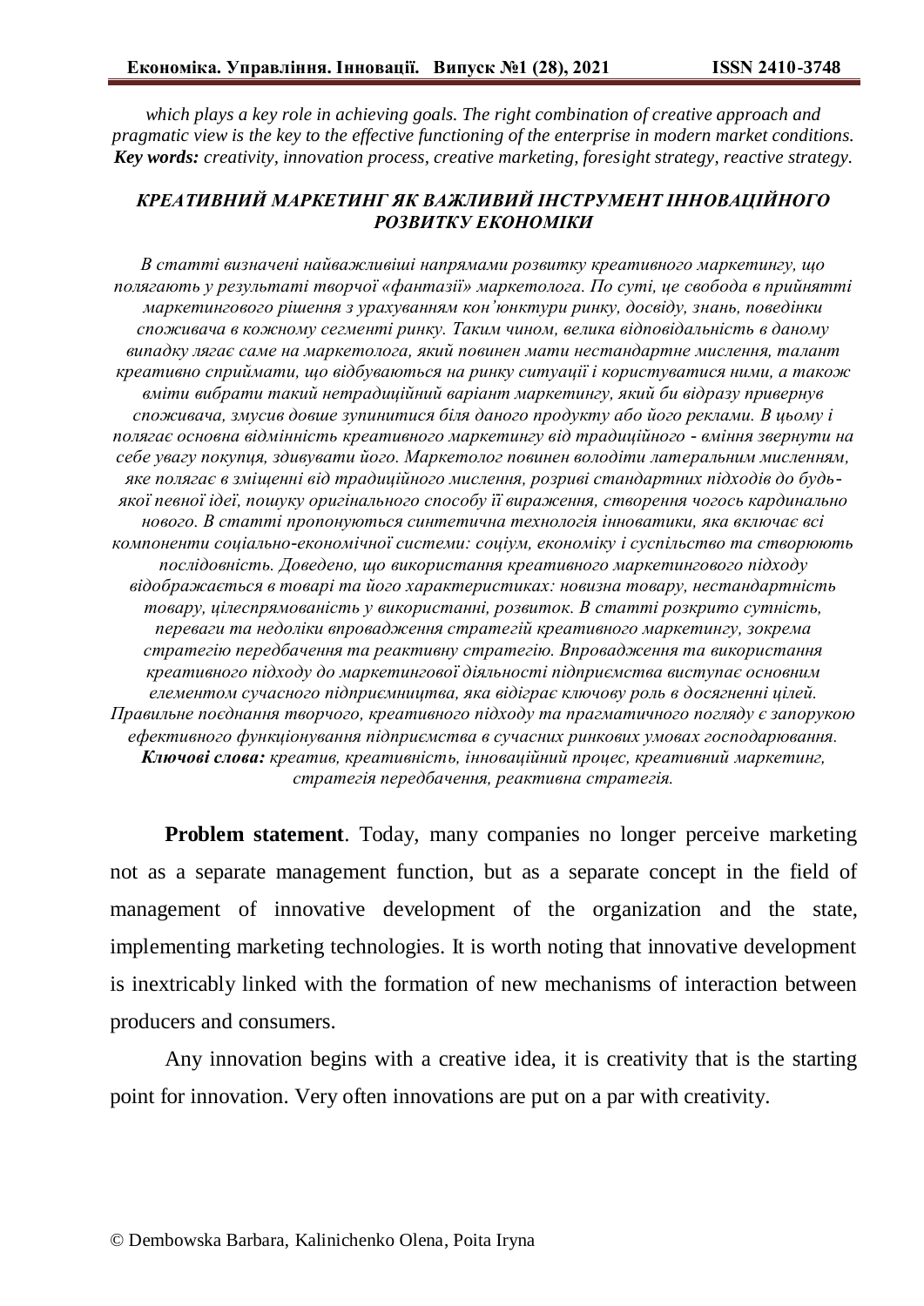*which plays a key role in achieving goals. The right combination of creative approach and pragmatic view is the key to the effective functioning of the enterprise in modern market conditions.*
***Key words:*** *creativity, innovation process, creative marketing, foresight strategy, reactive strategy.*

### *КРЕАТИВНИЙ МАРКЕТИНГ ЯК ВАЖЛИВИЙ ІНСТРУМЕНТ ІННОВАЦІЙНОГО РОЗВИТКУ ЕКОНОМІКИ*

*В статті визначені найважливіші напрямами розвитку креативного маркетингу, що полягають у результаті творчої «фантазії» маркетолога. По суті, це свобода в прийнятті маркетингового рішення з урахуванням кон'юнктури ринку, досвіду, знань, поведінки споживача в кожному сегменті ринку. Таким чином, велика відповідальність в даному випадку лягає саме на маркетолога, який повинен мати нестандартне мислення, талант креативно сприймати, що відбуваються на ринку ситуації і користуватися ними, а також вміти вибрати такий нетрадиційний варіант маркетингу, який би відразу привернув споживача, змусив довше зупинитися біля даного продукту або його реклами. В цьому і полягає основна відмінність креативного маркетингу від традиційного - вміння звернути на себе увагу покупця, здивувати його. Маркетолог повинен володіти латеральним мисленням, яке полягає в зміщенні від традиційного мислення, розриві стандартних підходів до будь-якої певної ідеї, пошуку оригінального способу її вираження, створення чогось кардинально нового. В статті пропонуються синтетична технологія інноватики, яка включає всі компоненти соціально-економічної системи: соціум, економіку і суспільство та створюють послідовність. Доведено, що використання креативного маркетингового підходу відображається в товарі та його характеристиках: новизна товару, нестандартність товару, цілеспрямованість у використанні, розвиток. В статті розкрито сутність, переваги та недоліки впровадження стратегій креативного маркетингу, зокрема стратегію передбачення та реактивну стратегію. Впровадження та використання креативного підходу до маркетингової діяльності підприємства виступає основним елементом сучасного підприємництва, яка відіграє ключову роль в досягненні цілей. Правильне поєднання творчого, креативного підходу та прагматичного погляду є запорукою ефективного функціонування підприємства в сучасних ринкових умовах господарювання.*
***Ключові слова:*** *креатив, креативність, інноваційний процес, креативний маркетинг, стратегія передбачення, реактивна стратегія.*

**Problem statement**. Today, many companies no longer perceive marketing not as a separate management function, but as a separate concept in the field of management of innovative development of the organization and the state, implementing marketing technologies. It is worth noting that innovative development is inextricably linked with the formation of new mechanisms of interaction between producers and consumers.

Any innovation begins with a creative idea, it is creativity that is the starting point for innovation. Very often innovations are put on a par with creativity.

© Dembowska Barbara, Kalinichenko Olena, Poita Iryna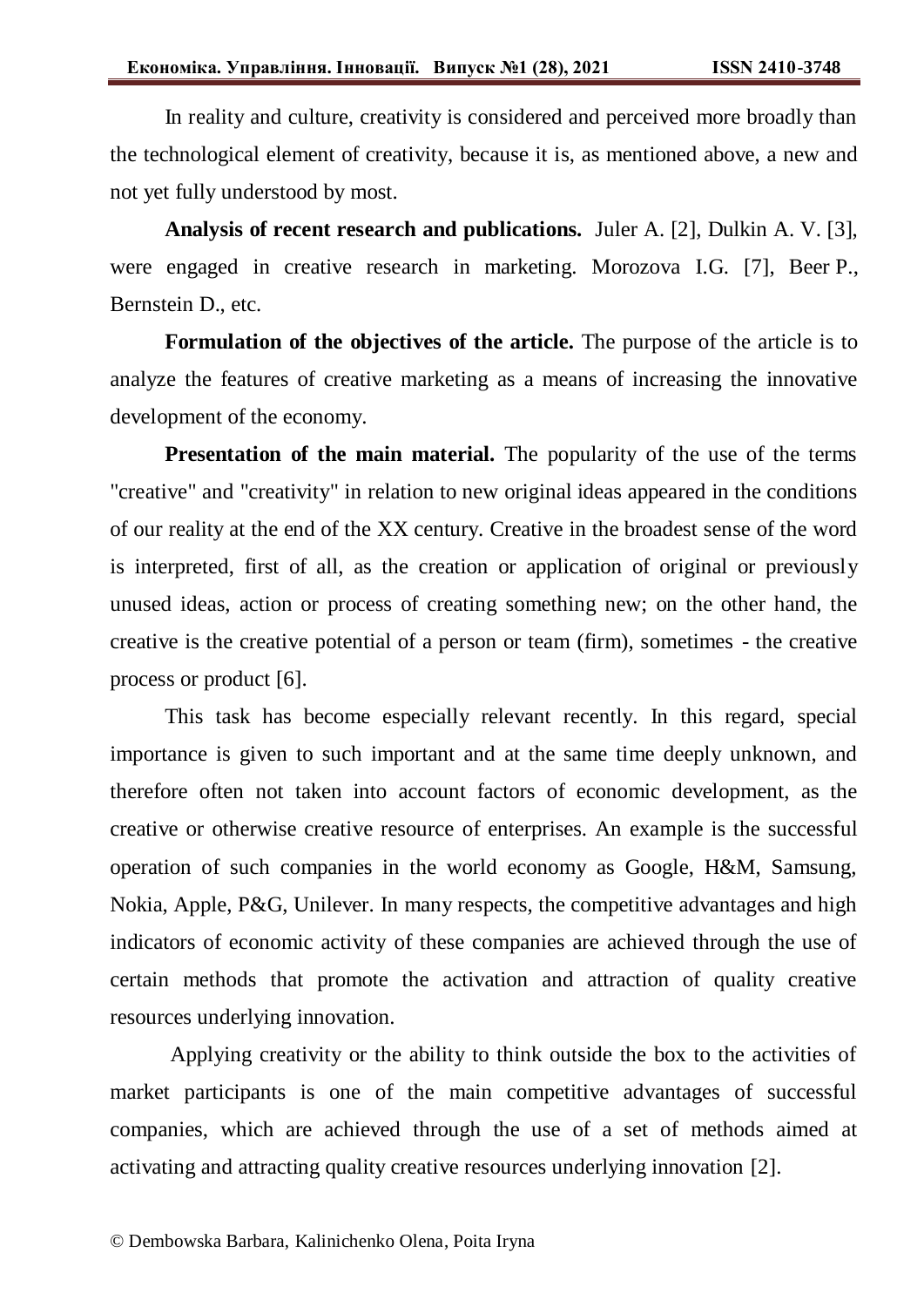In reality and culture, creativity is considered and perceived more broadly than the technological element of creativity, because it is, as mentioned above, a new and not yet fully understood by most.

**Analysis of recent research and publications.** Juler A. [2], Dulkin A. V. [3], were engaged in creative research in marketing. Morozova I.G. [7], Beer P., Bernstein D., etc.

**Formulation of the objectives of the article.** The purpose of the article is to analyze the features of creative marketing as a means of increasing the innovative development of the economy.

**Presentation of the main material.** The popularity of the use of the terms "creative" and "creativity" in relation to new original ideas appeared in the conditions of our reality at the end of the XX century. Creative in the broadest sense of the word is interpreted, first of all, as the creation or application of original or previously unused ideas, action or process of creating something new; on the other hand, the creative is the creative potential of a person or team (firm), sometimes - the creative process or product [6].

This task has become especially relevant recently. In this regard, special importance is given to such important and at the same time deeply unknown, and therefore often not taken into account factors of economic development, as the creative or otherwise creative resource of enterprises. An example is the successful operation of such companies in the world economy as Google, H&M, Samsung, Nokia, Apple, P&G, Unilever. In many respects, the competitive advantages and high indicators of economic activity of these companies are achieved through the use of certain methods that promote the activation and attraction of quality creative resources underlying innovation.

Applying creativity or the ability to think outside the box to the activities of market participants is one of the main competitive advantages of successful companies, which are achieved through the use of a set of methods aimed at activating and attracting quality creative resources underlying innovation [2].

© Dembowska Barbara, Kalinichenko Olena, Poita Iryna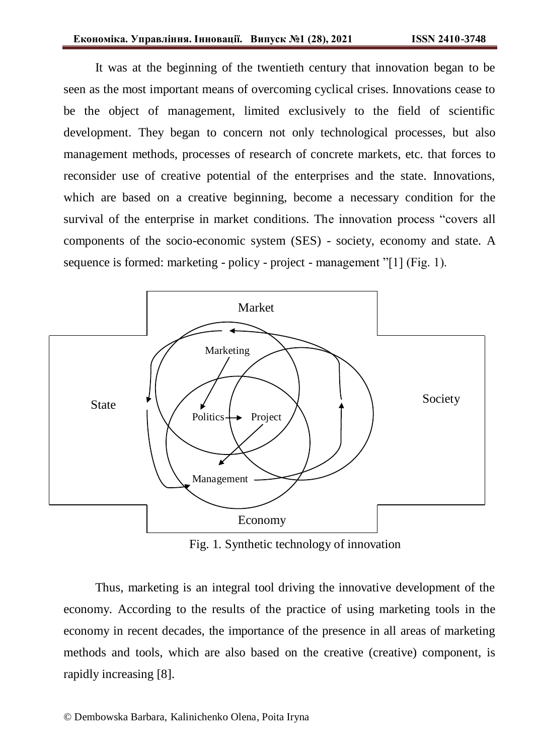It was at the beginning of the twentieth century that innovation began to be seen as the most important means of overcoming cyclical crises. Innovations cease to be the object of management, limited exclusively to the field of scientific development. They began to concern not only technological processes, but also management methods, processes of research of concrete markets, etc. that forces to reconsider use of creative potential of the enterprises and the state. Innovations, which are based on a creative beginning, become a necessary condition for the survival of the enterprise in market conditions. The innovation process "covers all components of the socio-economic system (SES) - society, economy and state. A sequence is formed: marketing - policy - project - management "[1] (Fig. 1).

Fig. 1. Synthetic technology of innovation

Thus, marketing is an integral tool driving the innovative development of the economy. According to the results of the practice of using marketing tools in the economy in recent decades, the importance of the presence in all areas of marketing methods and tools, which are also based on the creative (creative) component, is rapidly increasing [8].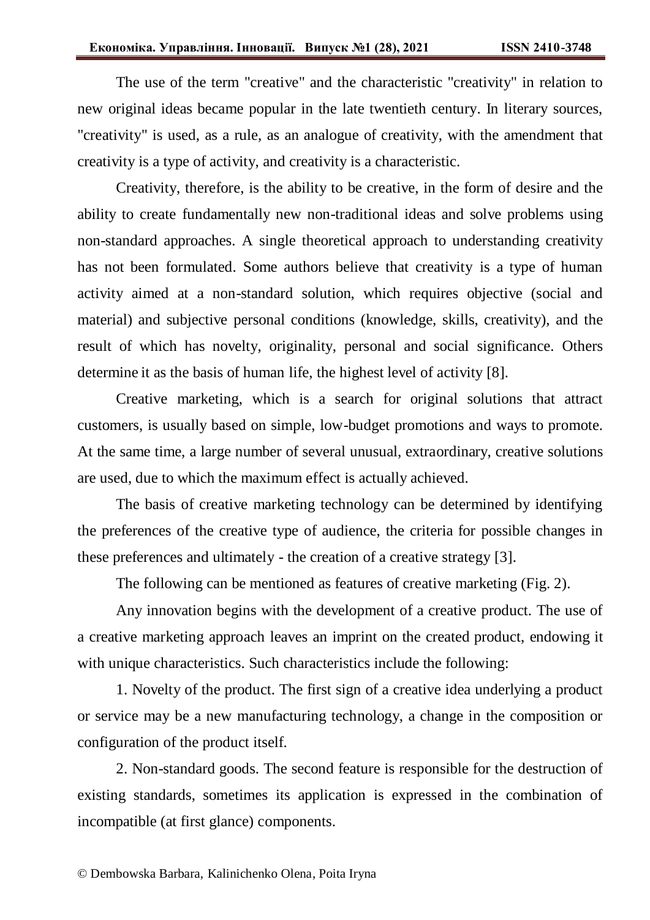The use of the term "creative" and the characteristic "creativity" in relation to new original ideas became popular in the late twentieth century. In literary sources, "creativity" is used, as a rule, as an analogue of creativity, with the amendment that creativity is a type of activity, and creativity is a characteristic.

Creativity, therefore, is the ability to be creative, in the form of desire and the ability to create fundamentally new non-traditional ideas and solve problems using non-standard approaches. A single theoretical approach to understanding creativity has not been formulated. Some authors believe that creativity is a type of human activity aimed at a non-standard solution, which requires objective (social and material) and subjective personal conditions (knowledge, skills, creativity), and the result of which has novelty, originality, personal and social significance. Others determine it as the basis of human life, the highest level of activity [8].

Creative marketing, which is a search for original solutions that attract customers, is usually based on simple, low-budget promotions and ways to promote. At the same time, a large number of several unusual, extraordinary, creative solutions are used, due to which the maximum effect is actually achieved.

The basis of creative marketing technology can be determined by identifying the preferences of the creative type of audience, the criteria for possible changes in these preferences and ultimately - the creation of a creative strategy [3].

The following can be mentioned as features of creative marketing (Fig. 2).

Any innovation begins with the development of a creative product. The use of a creative marketing approach leaves an imprint on the created product, endowing it with unique characteristics. Such characteristics include the following:

1. Novelty of the product. The first sign of a creative idea underlying a product or service may be a new manufacturing technology, a change in the composition or configuration of the product itself.

2. Non-standard goods. The second feature is responsible for the destruction of existing standards, sometimes its application is expressed in the combination of incompatible (at first glance) components.

© Dembowska Barbara, Kalinichenko Olena, Poita Iryna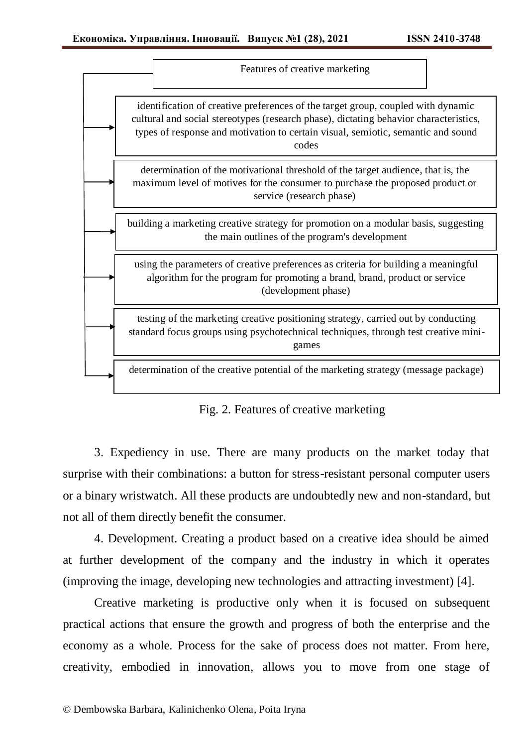Features of creative marketing

- identification of creative preferences of the target group, coupled with dynamic cultural and social stereotypes (research phase), dictating behavior characteristics, types of response and motivation to certain visual, semiotic, semantic and sound codes
- determination of the motivational threshold of the target audience, that is, the maximum level of motives for the consumer to purchase the proposed product or service (research phase)
- building a marketing creative strategy for promotion on a modular basis, suggesting the main outlines of the program's development
- using the parameters of creative preferences as criteria for building a meaningful algorithm for the program for promoting a brand, brand, product or service (development phase)
- testing of the marketing creative positioning strategy, carried out by conducting standard focus groups using psychotechnical techniques, through test creative mini-games
- determination of the creative potential of the marketing strategy (message package)

Fig. 2. Features of creative marketing

3. Expediency in use. There are many products on the market today that surprise with their combinations: a button for stress-resistant personal computer users or a binary wristwatch. All these products are undoubtedly new and non-standard, but not all of them directly benefit the consumer.

4. Development. Creating a product based on a creative idea should be aimed at further development of the company and the industry in which it operates (improving the image, developing new technologies and attracting investment) [4].

Creative marketing is productive only when it is focused on subsequent practical actions that ensure the growth and progress of both the enterprise and the economy as a whole. Process for the sake of process does not matter. From here, creativity, embodied in innovation, allows you to move from one stage of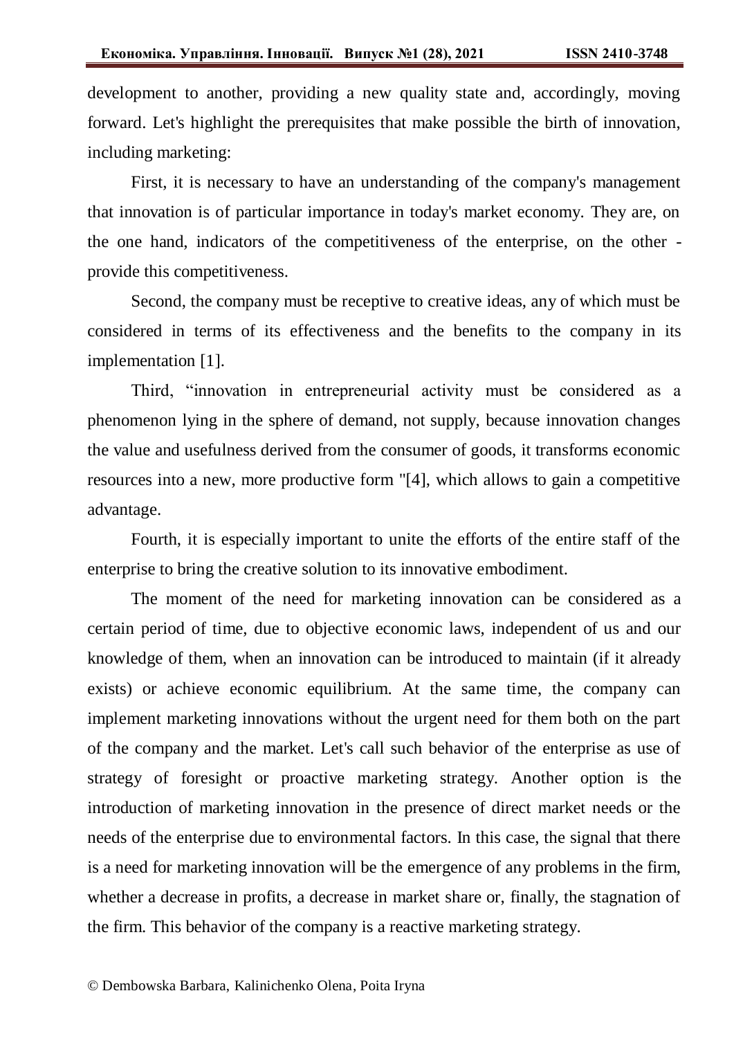development to another, providing a new quality state and, accordingly, moving forward. Let's highlight the prerequisites that make possible the birth of innovation, including marketing:

First, it is necessary to have an understanding of the company's management that innovation is of particular importance in today's market economy. They are, on the one hand, indicators of the competitiveness of the enterprise, on the other - provide this competitiveness.

Second, the company must be receptive to creative ideas, any of which must be considered in terms of its effectiveness and the benefits to the company in its implementation [1].

Third, "innovation in entrepreneurial activity must be considered as a phenomenon lying in the sphere of demand, not supply, because innovation changes the value and usefulness derived from the consumer of goods, it transforms economic resources into a new, more productive form "[4], which allows to gain a competitive advantage.

Fourth, it is especially important to unite the efforts of the entire staff of the enterprise to bring the creative solution to its innovative embodiment.

The moment of the need for marketing innovation can be considered as a certain period of time, due to objective economic laws, independent of us and our knowledge of them, when an innovation can be introduced to maintain (if it already exists) or achieve economic equilibrium. At the same time, the company can implement marketing innovations without the urgent need for them both on the part of the company and the market. Let's call such behavior of the enterprise as use of strategy of foresight or proactive marketing strategy. Another option is the introduction of marketing innovation in the presence of direct market needs or the needs of the enterprise due to environmental factors. In this case, the signal that there is a need for marketing innovation will be the emergence of any problems in the firm, whether a decrease in profits, a decrease in market share or, finally, the stagnation of the firm. This behavior of the company is a reactive marketing strategy.

© Dembowska Barbara, Kalinichenko Olena, Poita Iryna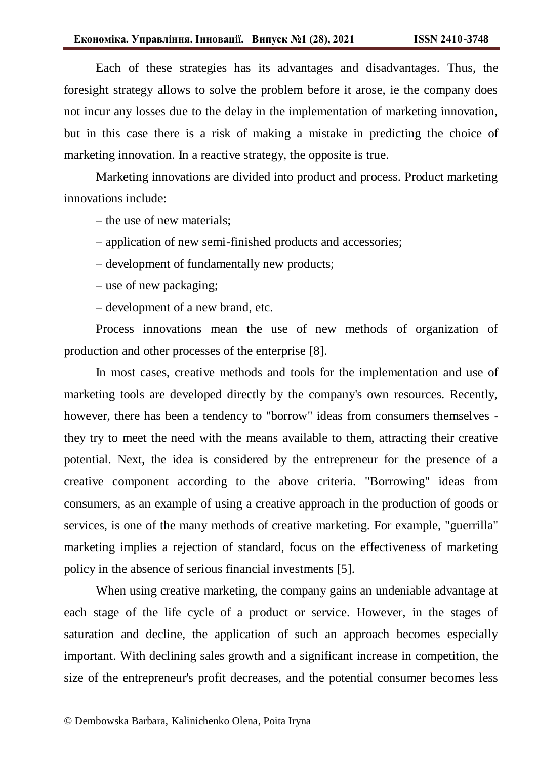Each of these strategies has its advantages and disadvantages. Thus, the foresight strategy allows to solve the problem before it arose, ie the company does not incur any losses due to the delay in the implementation of marketing innovation, but in this case there is a risk of making a mistake in predicting the choice of marketing innovation. In a reactive strategy, the opposite is true.

Marketing innovations are divided into product and process. Product marketing innovations include:

– the use of new materials;

– application of new semi-finished products and accessories;

– development of fundamentally new products;

– use of new packaging;

– development of a new brand, etc.

Process innovations mean the use of new methods of organization of production and other processes of the enterprise [8].

In most cases, creative methods and tools for the implementation and use of marketing tools are developed directly by the company's own resources. Recently, however, there has been a tendency to "borrow" ideas from consumers themselves - they try to meet the need with the means available to them, attracting their creative potential. Next, the idea is considered by the entrepreneur for the presence of a creative component according to the above criteria. "Borrowing" ideas from consumers, as an example of using a creative approach in the production of goods or services, is one of the many methods of creative marketing. For example, "guerrilla" marketing implies a rejection of standard, focus on the effectiveness of marketing policy in the absence of serious financial investments [5].

When using creative marketing, the company gains an undeniable advantage at each stage of the life cycle of a product or service. However, in the stages of saturation and decline, the application of such an approach becomes especially important. With declining sales growth and a significant increase in competition, the size of the entrepreneur's profit decreases, and the potential consumer becomes less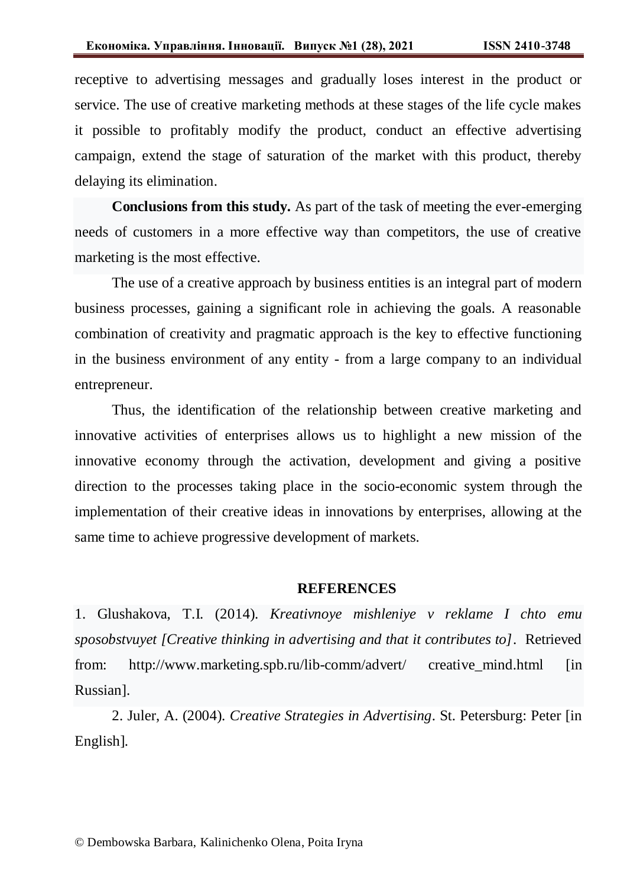receptive to advertising messages and gradually loses interest in the product or service. The use of creative marketing methods at these stages of the life cycle makes it possible to profitably modify the product, conduct an effective advertising campaign, extend the stage of saturation of the market with this product, thereby delaying its elimination.

**Conclusions from this study.** As part of the task of meeting the ever-emerging needs of customers in a more effective way than competitors, the use of creative marketing is the most effective.

The use of a creative approach by business entities is an integral part of modern business processes, gaining a significant role in achieving the goals. A reasonable combination of creativity and pragmatic approach is the key to effective functioning in the business environment of any entity - from a large company to an individual entrepreneur.

Thus, the identification of the relationship between creative marketing and innovative activities of enterprises allows us to highlight a new mission of the innovative economy through the activation, development and giving a positive direction to the processes taking place in the socio-economic system through the implementation of their creative ideas in innovations by enterprises, allowing at the same time to achieve progressive development of markets.

## REFERENCES

1. Glushakova, T.I. (2014). *Kreativnoye mishleniye v reklame I chto emu sposobstvuyet [Creative thinking in advertising and that it contributes to]*. Retrieved from: http://www.marketing.spb.ru/lib-comm/advert/ creative_mind.html [in Russian].

2. Juler, A. (2004). *Creative Strategies in Advertising*. St. Petersburg: Peter [in English].

© Dembowska Barbara, Kalinichenko Olena, Poita Iryna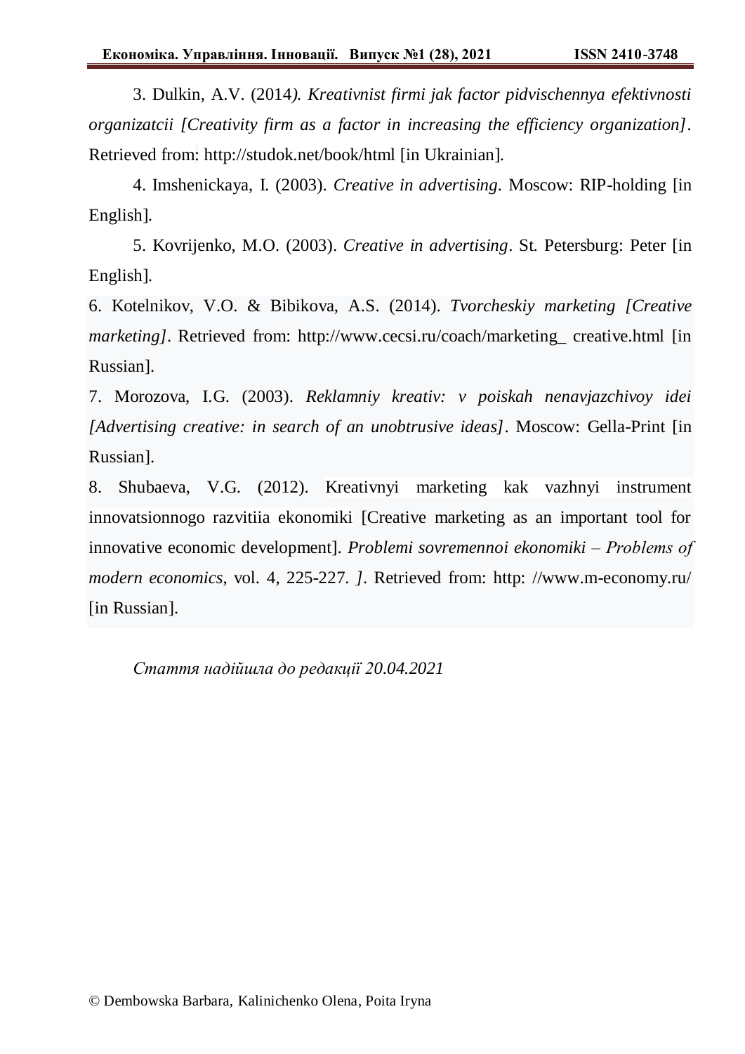3. Dulkin, A.V. (2014*). Kreativnist firmi jak factor pidvischennya efektivnosti organizatcii [Creativity firm as a factor in increasing the efficiency organization]*. Retrieved from: http://studok.net/book/html [in Ukrainian].

4. Imshenickaya, I. (2003). *Creative in advertising*. Moscow: RIP-holding [in English].

5. Kovrijenko, M.O. (2003). *Creative in advertising*. St. Petersburg: Peter [in English].

6. Kotelnikov, V.O. & Bibikova, A.S. (2014). *Tvorcheskiy marketing [Creative marketing]*. Retrieved from: http://www.cecsi.ru/coach/marketing_ creative.html [in Russian].

7. Morozova, I.G. (2003). *Reklamniy kreativ: v poiskah nenavjazchivoy idei [Advertising creative: in search of an unobtrusive ideas]*. Moscow: Gella-Print [in Russian].

8. Shubaeva, V.G. (2012). Kreativnyi marketing kak vazhnyi instrument innovatsionnogo razvitiia ekonomiki [Creative marketing as an important tool for innovative economic development]. *Problemi sovremennoi ekonomiki – Problems of modern economics*, vol. 4, 225-227. *]*. Retrieved from: http: //www.m-economy.ru/ [in Russian].

*Стаття надійшла до редакції 20.04.2021*

© Dembowska Barbara, Kalinichenko Olena, Poita Iryna